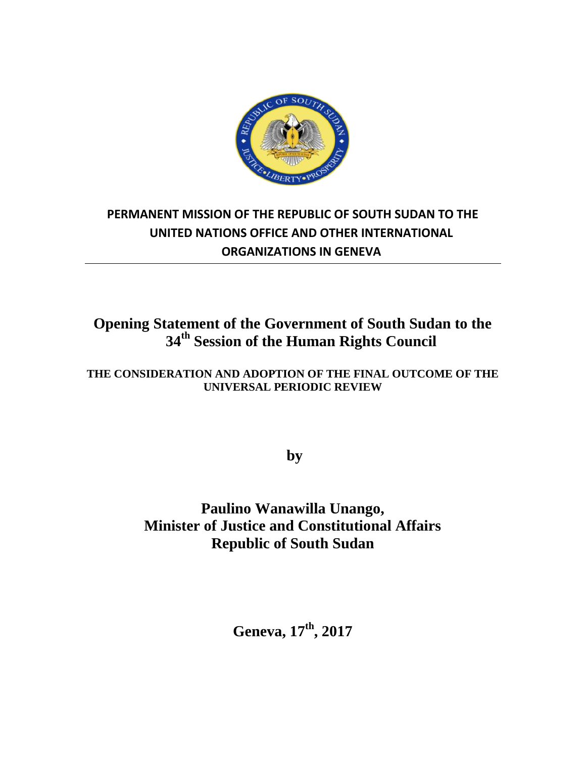**PERMANENT MISSION OF THE REPUBLIC OF SOUTH SUDAN TO THE UNITED NATIONS OFFICE AND OTHER INTERNATIONAL ORGANIZATIONS IN GENEVA**

---

# Opening Statement of the Government of South Sudan to the 34th Session of the Human Rights Council

**THE CONSIDERATION AND ADOPTION OF THE FINAL OUTCOME OF THE UNIVERSAL PERIODIC REVIEW**

**by**

**Paulino Wanawilla Unango,**
**Minister of Justice and Constitutional Affairs**
**Republic of South Sudan**

**Geneva, 17th, 2017**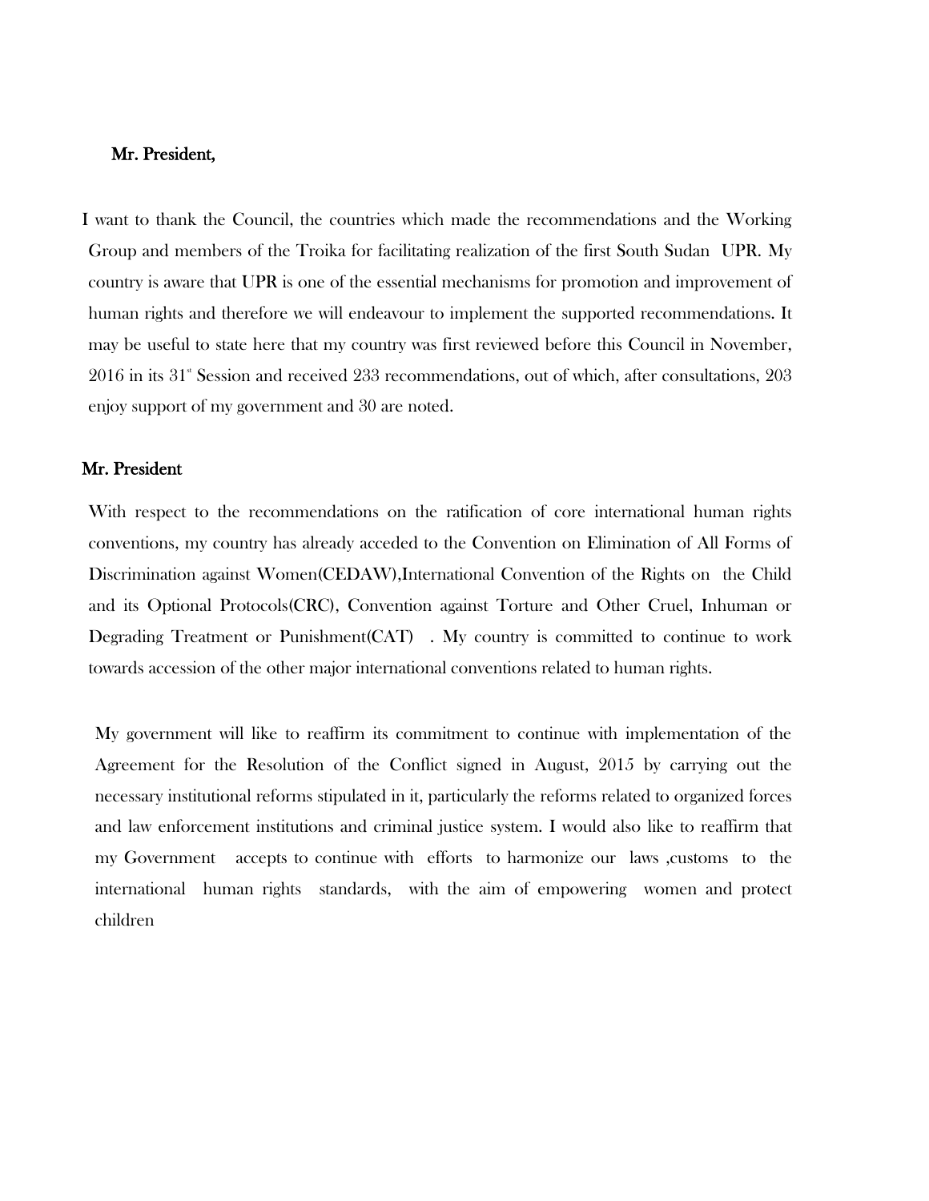Mr. President,

I want to thank the Council, the countries which made the recommendations and the Working Group and members of the Troika for facilitating realization of the first South Sudan UPR. My country is aware that UPR is one of the essential mechanisms for promotion and improvement of human rights and therefore we will endeavour to implement the supported recommendations. It may be useful to state here that my country was first reviewed before this Council in November, 2016 in its 31st Session and received 233 recommendations, out of which, after consultations, 203 enjoy support of my government and 30 are noted.

Mr. President

With respect to the recommendations on the ratification of core international human rights conventions, my country has already acceded to the Convention on Elimination of All Forms of Discrimination against Women(CEDAW),International Convention of the Rights on the Child and its Optional Protocols(CRC), Convention against Torture and Other Cruel, Inhuman or Degrading Treatment or Punishment(CAT) . My country is committed to continue to work towards accession of the other major international conventions related to human rights.

My government will like to reaffirm its commitment to continue with implementation of the Agreement for the Resolution of the Conflict signed in August, 2015 by carrying out the necessary institutional reforms stipulated in it, particularly the reforms related to organized forces and law enforcement institutions and criminal justice system. I would also like to reaffirm that my Government accepts to continue with efforts to harmonize our laws ,customs to the international human rights standards, with the aim of empowering women and protect children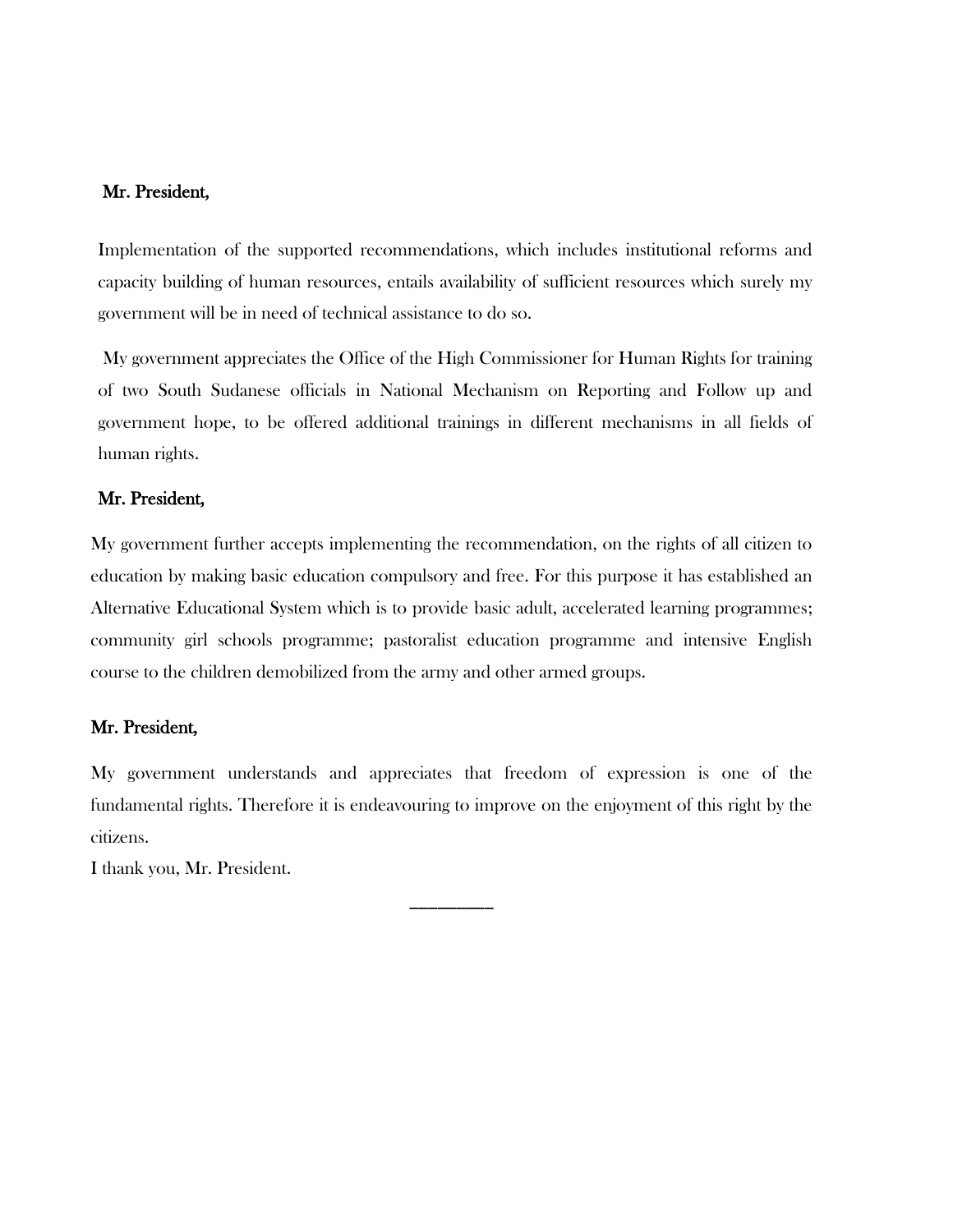Mr. President,

Implementation of the supported recommendations, which includes institutional reforms and capacity building of human resources, entails availability of sufficient resources which surely my government will be in need of technical assistance to do so.

My government appreciates the Office of the High Commissioner for Human Rights for training of two South Sudanese officials in National Mechanism on Reporting and Follow up and government hope, to be offered additional trainings in different mechanisms in all fields of human rights.

Mr. President,

My government further accepts implementing the recommendation, on the rights of all citizen to education by making basic education compulsory and free. For this purpose it has established an Alternative Educational System which is to provide basic adult, accelerated learning programmes; community girl schools programme; pastoralist education programme and intensive English course to the children demobilized from the army and other armed groups.

Mr. President,

My government understands and appreciates that freedom of expression is one of the fundamental rights. Therefore it is endeavouring to improve on the enjoyment of this right by the citizens.

I thank you, Mr. President.

---